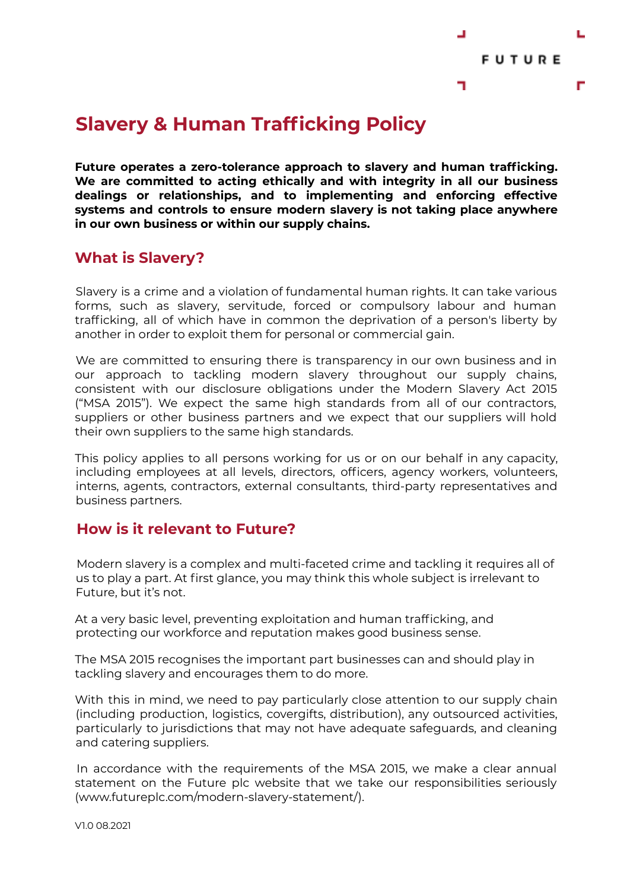# Slavery & Human Trafficking Policy

**Future operates a zero-tolerance approach to slavery and human trafficking. We are committed to acting ethically and with integrity in all our business dealings or relationships, and to implementing and enforcing effective systems and controls to ensure modern slavery is not taking place anywhere in our own business or within our supply chains.**

## What is Slavery?

Slavery is a crime and a violation of fundamental human rights. It can take various forms, such as slavery, servitude, forced or compulsory labour and human trafficking, all of which have in common the deprivation of a person's liberty by another in order to exploit them for personal or commercial gain.

We are committed to ensuring there is transparency in our own business and in our approach to tackling modern slavery throughout our supply chains, consistent with our disclosure obligations under the Modern Slavery Act 2015 ("MSA 2015"). We expect the same high standards from all of our contractors, suppliers or other business partners and we expect that our suppliers will hold their own suppliers to the same high standards.

This policy applies to all persons working for us or on our behalf in any capacity, including employees at all levels, directors, officers, agency workers, volunteers, interns, agents, contractors, external consultants, third-party representatives and business partners.

## How is it relevant to Future?

Modern slavery is a complex and multi-faceted crime and tackling it requires all of us to play a part. At first glance, you may think this whole subject is irrelevant to Future, but it's not.

At a very basic level, preventing exploitation and human trafficking, and protecting our workforce and reputation makes good business sense.

The MSA 2015 recognises the important part businesses can and should play in tackling slavery and encourages them to do more.

With this in mind, we need to pay particularly close attention to our supply chain (including production, logistics, covergifts, distribution), any outsourced activities, particularly to jurisdictions that may not have adequate safeguards, and cleaning and catering suppliers.

In accordance with the requirements of the MSA 2015, we make a clear annual statement on the Future plc website that we take our responsibilities seriously (www.futureplc.com/modern-slavery-statement/).

V1.0 08.2021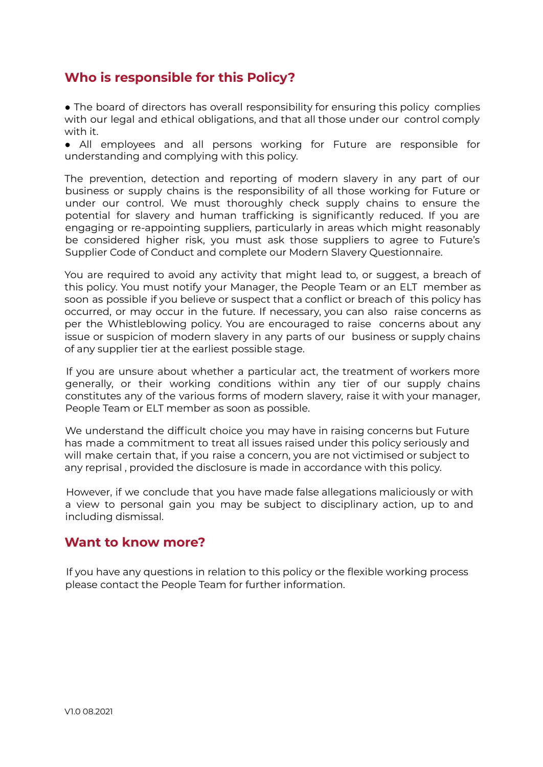## Who is responsible for this Policy?

- The board of directors has overall responsibility for ensuring this policy complies with our legal and ethical obligations, and that all those under our control comply with it.
- All employees and all persons working for Future are responsible for understanding and complying with this policy.

The prevention, detection and reporting of modern slavery in any part of our business or supply chains is the responsibility of all those working for Future or under our control. We must thoroughly check supply chains to ensure the potential for slavery and human trafficking is significantly reduced. If you are engaging or re-appointing suppliers, particularly in areas which might reasonably be considered higher risk, you must ask those suppliers to agree to Future's Supplier Code of Conduct and complete our Modern Slavery Questionnaire.

You are required to avoid any activity that might lead to, or suggest, a breach of this policy. You must notify your Manager, the People Team or an ELT member as soon as possible if you believe or suspect that a conflict or breach of this policy has occurred, or may occur in the future. If necessary, you can also raise concerns as per the Whistleblowing policy. You are encouraged to raise concerns about any issue or suspicion of modern slavery in any parts of our business or supply chains of any supplier tier at the earliest possible stage.

If you are unsure about whether a particular act, the treatment of workers more generally, or their working conditions within any tier of our supply chains constitutes any of the various forms of modern slavery, raise it with your manager, People Team or ELT member as soon as possible.

We understand the difficult choice you may have in raising concerns but Future has made a commitment to treat all issues raised under this policy seriously and will make certain that, if you raise a concern, you are not victimised or subject to any reprisal , provided the disclosure is made in accordance with this policy.

However, if we conclude that you have made false allegations maliciously or with a view to personal gain you may be subject to disciplinary action, up to and including dismissal.

## Want to know more?

If you have any questions in relation to this policy or the flexible working process please contact the People Team for further information.

V1.0 08.2021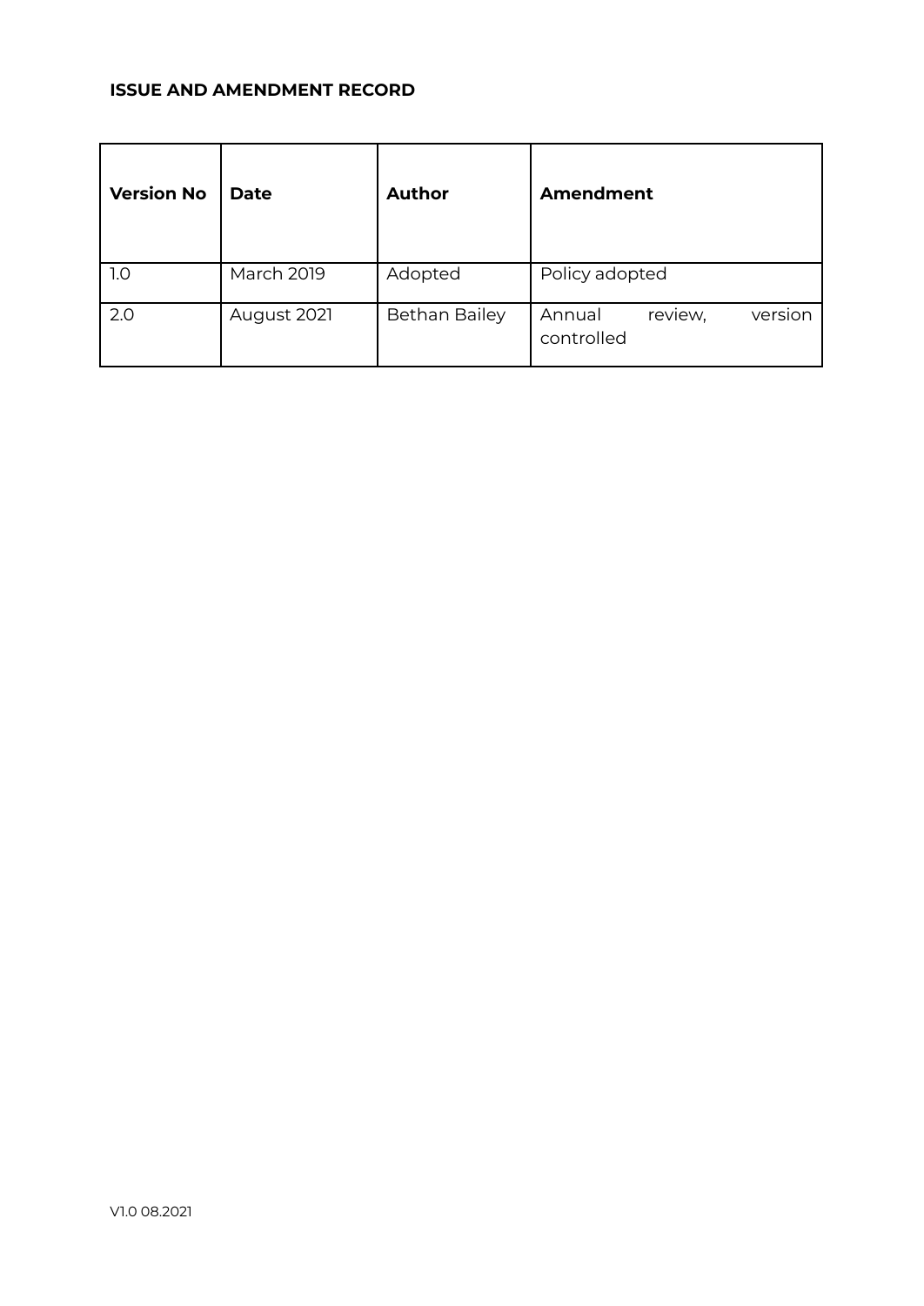**ISSUE AND AMENDMENT RECORD**

| Version No | Date | Author | Amendment |
|---|---|---|---|
| 1.0 | March 2019 | Adopted | Policy adopted |
| 2.0 | August 2021 | Bethan Bailey | Annual review, version controlled |